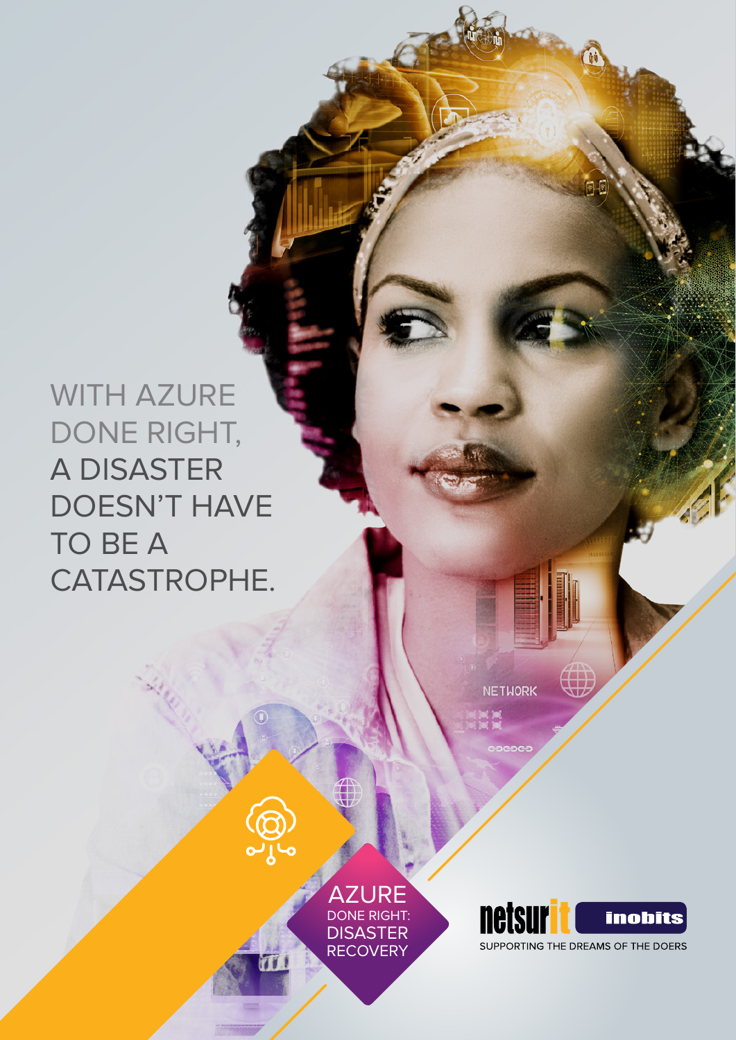# WITH AZURE DONE RIGHT, A DISASTER DOESN'T HAVE TO BE A CATASTROPHE.

AZURE

DONE RIGHT:

DISASTER RECOVERY

netsurit inobits

SUPPORTING THE DREAMS OF THE DOERS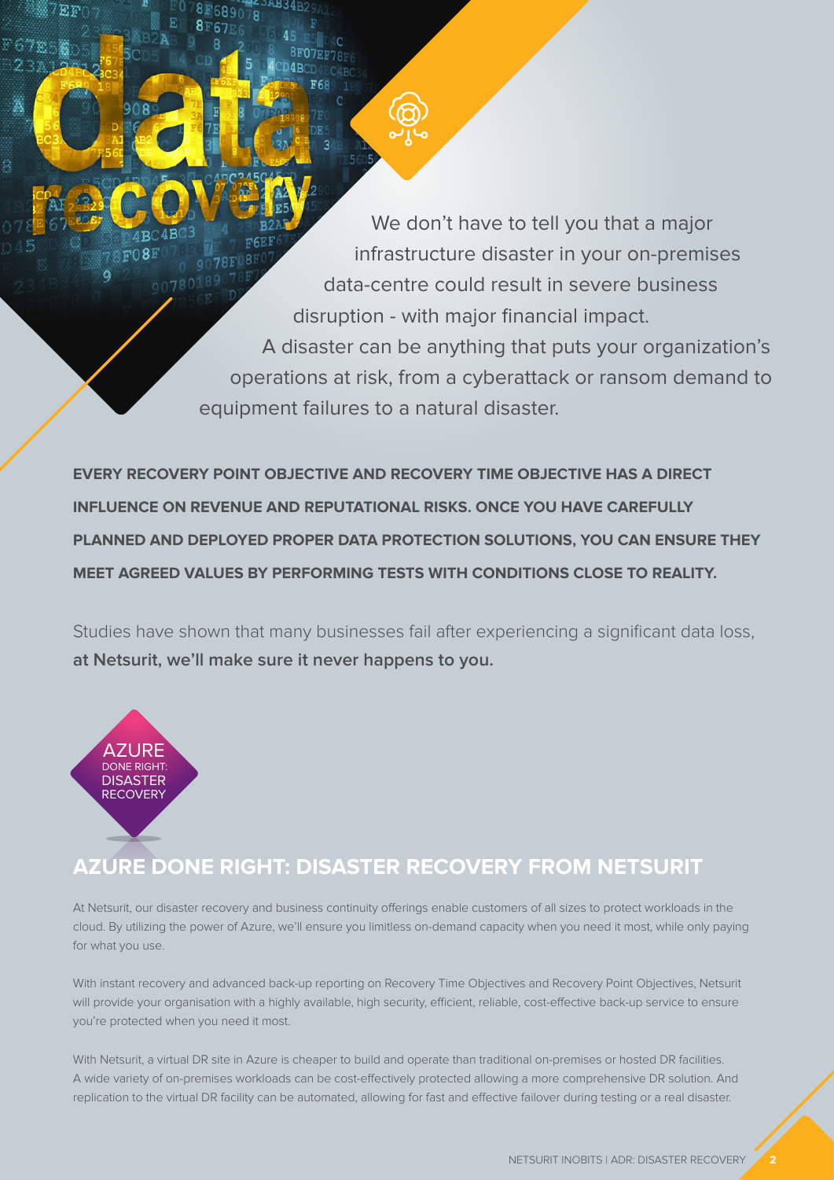We don't have to tell you that a major infrastructure disaster in your on-premises data-centre could result in severe business disruption - with major financial impact. A disaster can be anything that puts your organization's operations at risk, from a cyberattack or ransom demand to equipment failures to a natural disaster.

**EVERY RECOVERY POINT OBJECTIVE AND RECOVERY TIME OBJECTIVE HAS A DIRECT INFLUENCE ON REVENUE AND REPUTATIONAL RISKS. ONCE YOU HAVE CAREFULLY PLANNED AND DEPLOYED PROPER DATA PROTECTION SOLUTIONS, YOU CAN ENSURE THEY MEET AGREED VALUES BY PERFORMING TESTS WITH CONDITIONS CLOSE TO REALITY.**

Studies have shown that many businesses fail after experiencing a significant data loss, **at Netsurit, we'll make sure it never happens to you.**

AZURE DONE RIGHT: DISASTER RECOVERY

## AZURE DONE RIGHT: DISASTER RECOVERY FROM NETSURIT

At Netsurit, our disaster recovery and business continuity offerings enable customers of all sizes to protect workloads in the cloud. By utilizing the power of Azure, we'll ensure you limitless on-demand capacity when you need it most, while only paying for what you use.

With instant recovery and advanced back-up reporting on Recovery Time Objectives and Recovery Point Objectives, Netsurit will provide your organisation with a highly available, high security, efficient, reliable, cost-effective back-up service to ensure you're protected when you need it most.

With Netsurit, a virtual DR site in Azure is cheaper to build and operate than traditional on-premises or hosted DR facilities. A wide variety of on-premises workloads can be cost-effectively protected allowing a more comprehensive DR solution. And replication to the virtual DR facility can be automated, allowing for fast and effective failover during testing or a real disaster.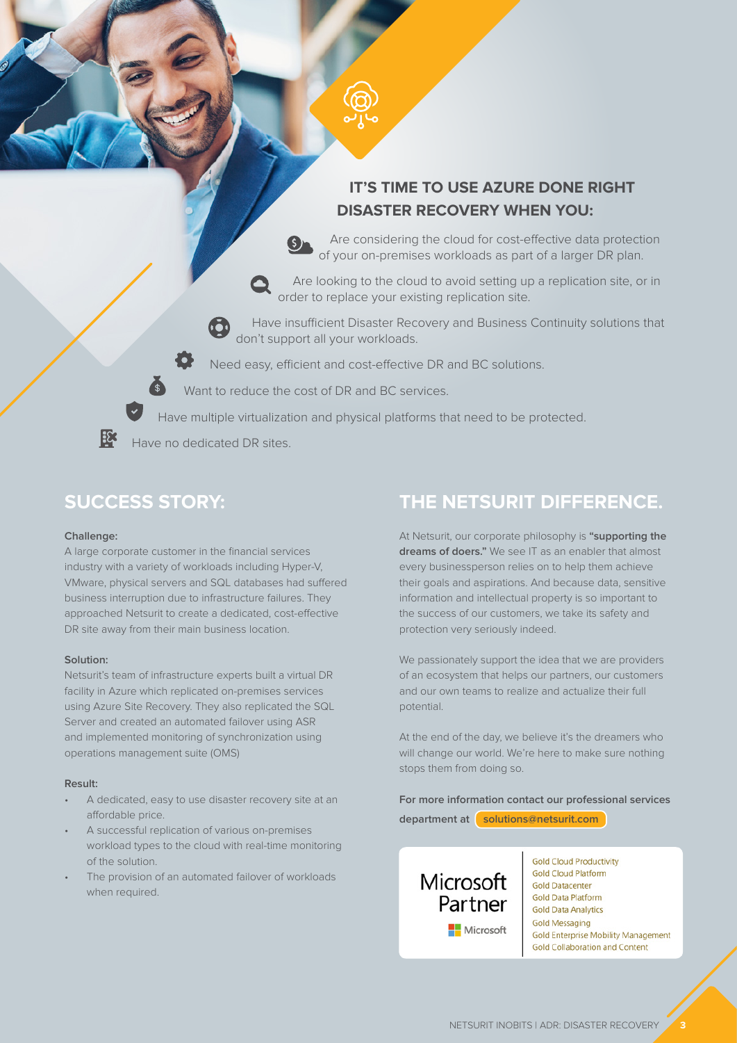## IT'S TIME TO USE AZURE DONE RIGHT DISASTER RECOVERY WHEN YOU:

- Are considering the cloud for cost-effective data protection of your on-premises workloads as part of a larger DR plan.
- Are looking to the cloud to avoid setting up a replication site, or in order to replace your existing replication site.
- Have insufficient Disaster Recovery and Business Continuity solutions that don't support all your workloads.
- Need easy, efficient and cost-effective DR and BC solutions.
- Want to reduce the cost of DR and BC services.
- Have multiple virtualization and physical platforms that need to be protected.
- Have no dedicated DR sites.

## SUCCESS STORY:

**Challenge:**

A large corporate customer in the financial services industry with a variety of workloads including Hyper-V, VMware, physical servers and SQL databases had suffered business interruption due to infrastructure failures. They approached Netsurit to create a dedicated, cost-effective DR site away from their main business location.

**Solution:**

Netsurit's team of infrastructure experts built a virtual DR facility in Azure which replicated on-premises services using Azure Site Recovery. They also replicated the SQL Server and created an automated failover using ASR and implemented monitoring of synchronization using operations management suite (OMS)

**Result:**

- A dedicated, easy to use disaster recovery site at an affordable price.
- A successful replication of various on-premises workload types to the cloud with real-time monitoring of the solution.
- The provision of an automated failover of workloads when required.

## THE NETSURIT DIFFERENCE.

At Netsurit, our corporate philosophy is **"supporting the dreams of doers."** We see IT as an enabler that almost every businessperson relies on to help them achieve their goals and aspirations. And because data, sensitive information and intellectual property is so important to the success of our customers, we take its safety and protection very seriously indeed.

We passionately support the idea that we are providers of an ecosystem that helps our partners, our customers and our own teams to realize and actualize their full potential.

At the end of the day, we believe it's the dreamers who will change our world. We're here to make sure nothing stops them from doing so.

**For more information contact our professional services department at solutions@netsurit.com**

Microsoft Partner

Microsoft

Gold Cloud Productivity
Gold Cloud Platform
Gold Datacenter
Gold Data Platform
Gold Data Analytics
Gold Messaging
Gold Enterprise Mobility Management
Gold Collaboration and Content